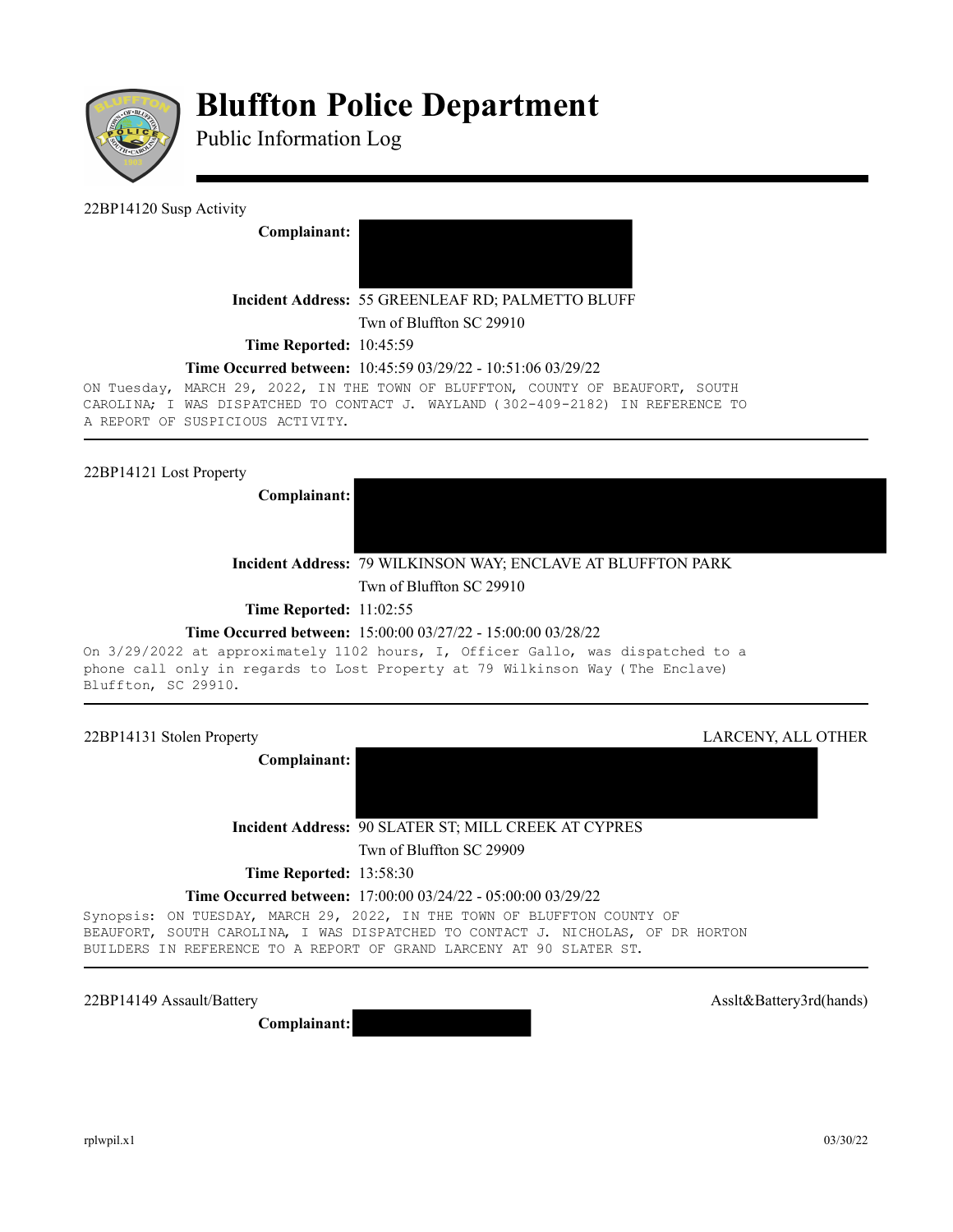# Bluffton Police Department

## Public Information Log

---

22BP14120 Susp Activity

**Complainant:**

**Incident Address:** 55 GREENLEAF RD; PALMETTO BLUFF
Twn of Bluffton SC 29910

**Time Reported:** 10:45:59

**Time Occurred between:** 10:45:59 03/29/22 - 10:51:06 03/29/22

ON Tuesday, MARCH 29, 2022, IN THE TOWN OF BLUFFTON, COUNTY OF BEAUFORT, SOUTH CAROLINA; I WAS DISPATCHED TO CONTACT J. WAYLAND (302-409-2182) IN REFERENCE TO A REPORT OF SUSPICIOUS ACTIVITY.

---

22BP14121 Lost Property

**Complainant:**

**Incident Address:** 79 WILKINSON WAY; ENCLAVE AT BLUFFTON PARK
Twn of Bluffton SC 29910

**Time Reported:** 11:02:55

**Time Occurred between:** 15:00:00 03/27/22 - 15:00:00 03/28/22

On 3/29/2022 at approximately 1102 hours, I, Officer Gallo, was dispatched to a phone call only in regards to Lost Property at 79 Wilkinson Way (The Enclave) Bluffton, SC 29910.

---

22BP14131 Stolen Property — LARCENY, ALL OTHER

**Complainant:**

**Incident Address:** 90 SLATER ST; MILL CREEK AT CYPRES
Twn of Bluffton SC 29909

**Time Reported:** 13:58:30

**Time Occurred between:** 17:00:00 03/24/22 - 05:00:00 03/29/22

Synopsis: ON TUESDAY, MARCH 29, 2022, IN THE TOWN OF BLUFFTON COUNTY OF BEAUFORT, SOUTH CAROLINA, I WAS DISPATCHED TO CONTACT J. NICHOLAS, OF DR HORTON BUILDERS IN REFERENCE TO A REPORT OF GRAND LARCENY AT 90 SLATER ST.

---

22BP14149 Assault/Battery — Asslt&Battery3rd(hands)

**Complainant:**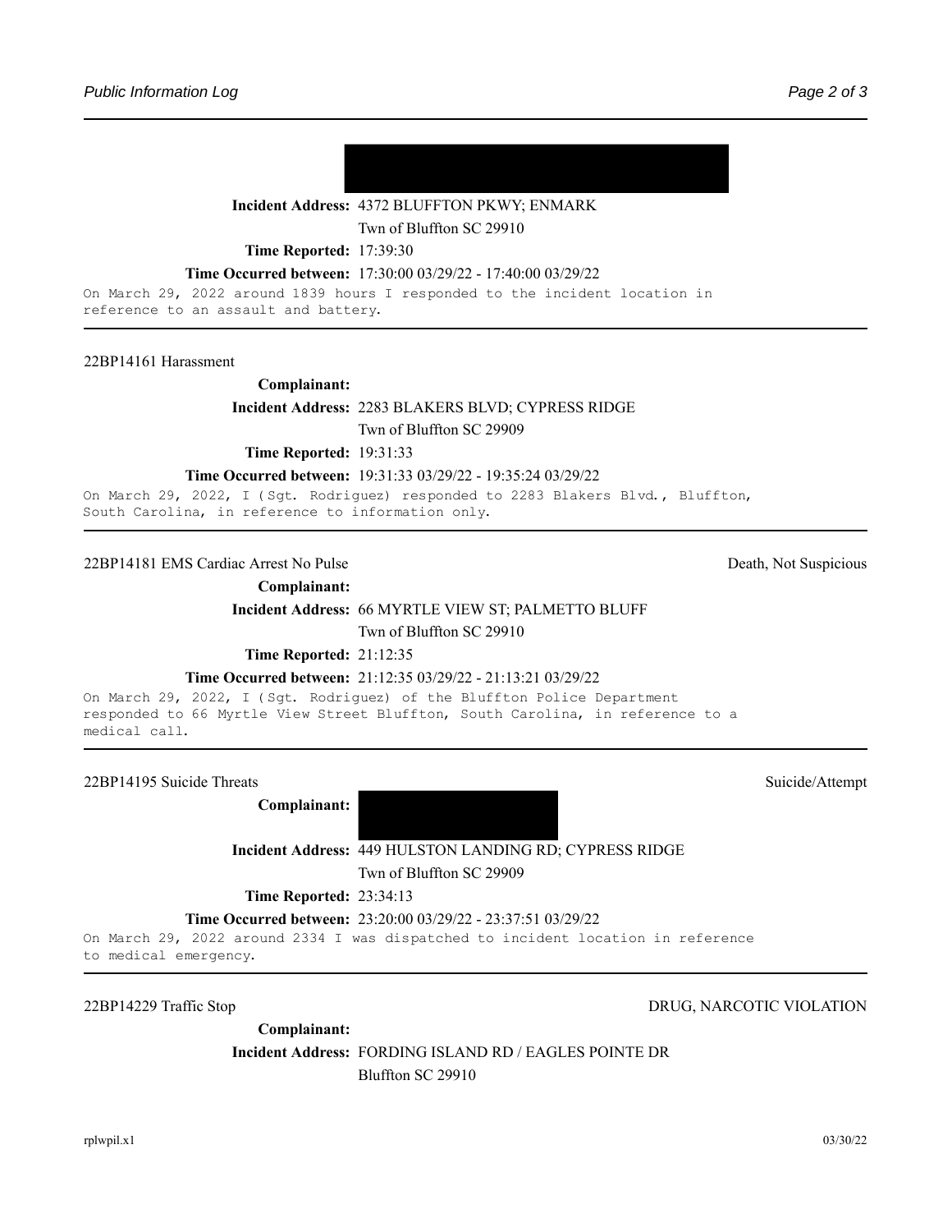**Incident Address:** 4372 BLUFFTON PKWY; ENMARK
Twn of Bluffton SC 29910

**Time Reported:** 17:39:30

**Time Occurred between:** 17:30:00 03/29/22 - 17:40:00 03/29/22

On March 29, 2022 around 1839 hours I responded to the incident location in reference to an assault and battery.

---

22BP14161 Harassment

**Complainant:**

**Incident Address:** 2283 BLAKERS BLVD; CYPRESS RIDGE
Twn of Bluffton SC 29909

**Time Reported:** 19:31:33

**Time Occurred between:** 19:31:33 03/29/22 - 19:35:24 03/29/22

On March 29, 2022, I (Sgt. Rodriguez) responded to 2283 Blakers Blvd., Bluffton, South Carolina, in reference to information only.

---

22BP14181 EMS Cardiac Arrest No Pulse — Death, Not Suspicious

**Complainant:**

**Incident Address:** 66 MYRTLE VIEW ST; PALMETTO BLUFF
Twn of Bluffton SC 29910

**Time Reported:** 21:12:35

**Time Occurred between:** 21:12:35 03/29/22 - 21:13:21 03/29/22

On March 29, 2022, I (Sgt. Rodriguez) of the Bluffton Police Department responded to 66 Myrtle View Street Bluffton, South Carolina, in reference to a medical call.

---

22BP14195 Suicide Threats — Suicide/Attempt

**Complainant:**

**Incident Address:** 449 HULSTON LANDING RD; CYPRESS RIDGE
Twn of Bluffton SC 29909

**Time Reported:** 23:34:13

**Time Occurred between:** 23:20:00 03/29/22 - 23:37:51 03/29/22

On March 29, 2022 around 2334 I was dispatched to incident location in reference to medical emergency.

---

22BP14229 Traffic Stop — DRUG, NARCOTIC VIOLATION

**Complainant:**

**Incident Address:** FORDING ISLAND RD / EAGLES POINTE DR
Bluffton SC 29910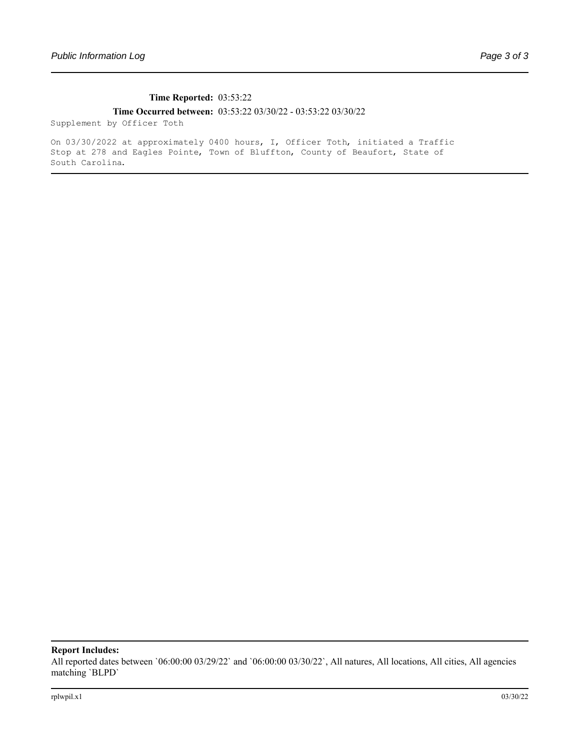**Time Reported:** 03:53:22

**Time Occurred between:** 03:53:22 03/30/22 - 03:53:22 03/30/22

Supplement by Officer Toth

On 03/30/2022 at approximately 0400 hours, I, Officer Toth, initiated a Traffic Stop at 278 and Eagles Pointe, Town of Bluffton, County of Beaufort, State of South Carolina.

**Report Includes:**

All reported dates between `06:00:00 03/29/22` and `06:00:00 03/30/22`, All natures, All locations, All cities, All agencies matching `BLPD`

rplwpil.x1

03/30/22